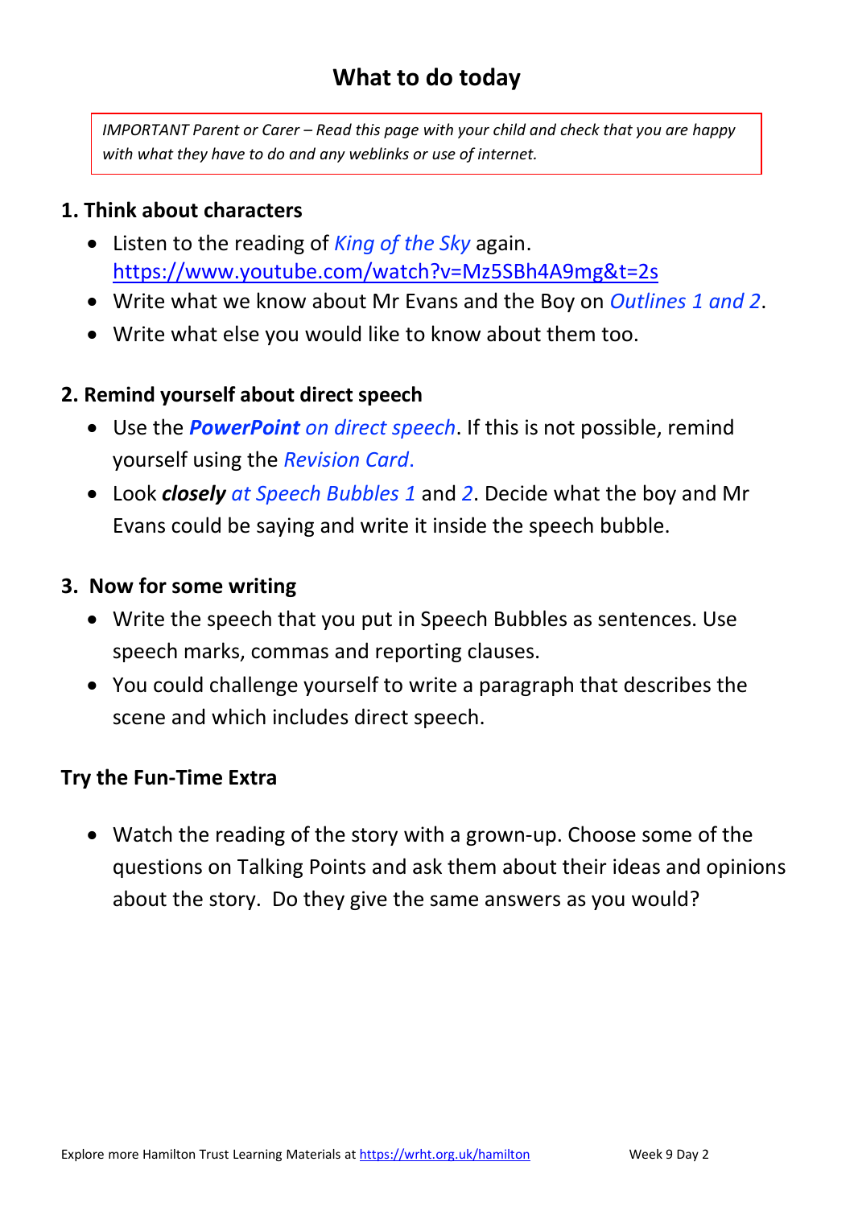# What to do today

*IMPORTANT Parent or Carer – Read this page with your child and check that you are happy with what they have to do and any weblinks or use of internet.*

## 1. Think about characters

- Listen to the reading of *King of the Sky* again. https://www.youtube.com/watch?v=Mz5SBh4A9mg&t=2s
- Write what we know about Mr Evans and the Boy on *Outlines 1 and 2*.
- Write what else you would like to know about them too.

## 2. Remind yourself about direct speech

- Use the ***PowerPoint** on direct speech*. If this is not possible, remind yourself using the *Revision Card*.
- Look ***closely** at Speech Bubbles 1* and *2*. Decide what the boy and Mr Evans could be saying and write it inside the speech bubble.

## 3. Now for some writing

- Write the speech that you put in Speech Bubbles as sentences. Use speech marks, commas and reporting clauses.
- You could challenge yourself to write a paragraph that describes the scene and which includes direct speech.

## Try the Fun-Time Extra

- Watch the reading of the story with a grown-up. Choose some of the questions on Talking Points and ask them about their ideas and opinions about the story. Do they give the same answers as you would?

Explore more Hamilton Trust Learning Materials at https://wrht.org.uk/hamilton Week 9 Day 2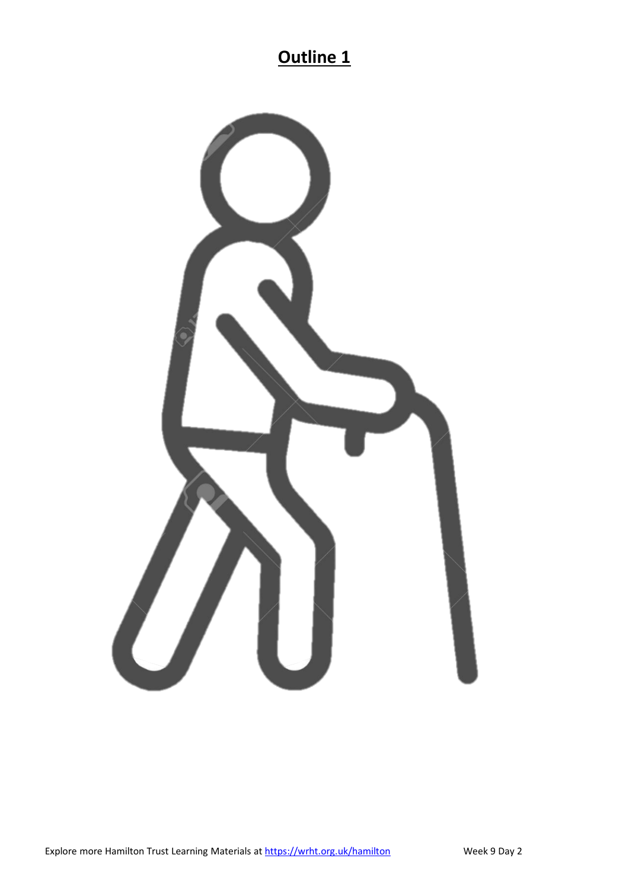## **Outline 1**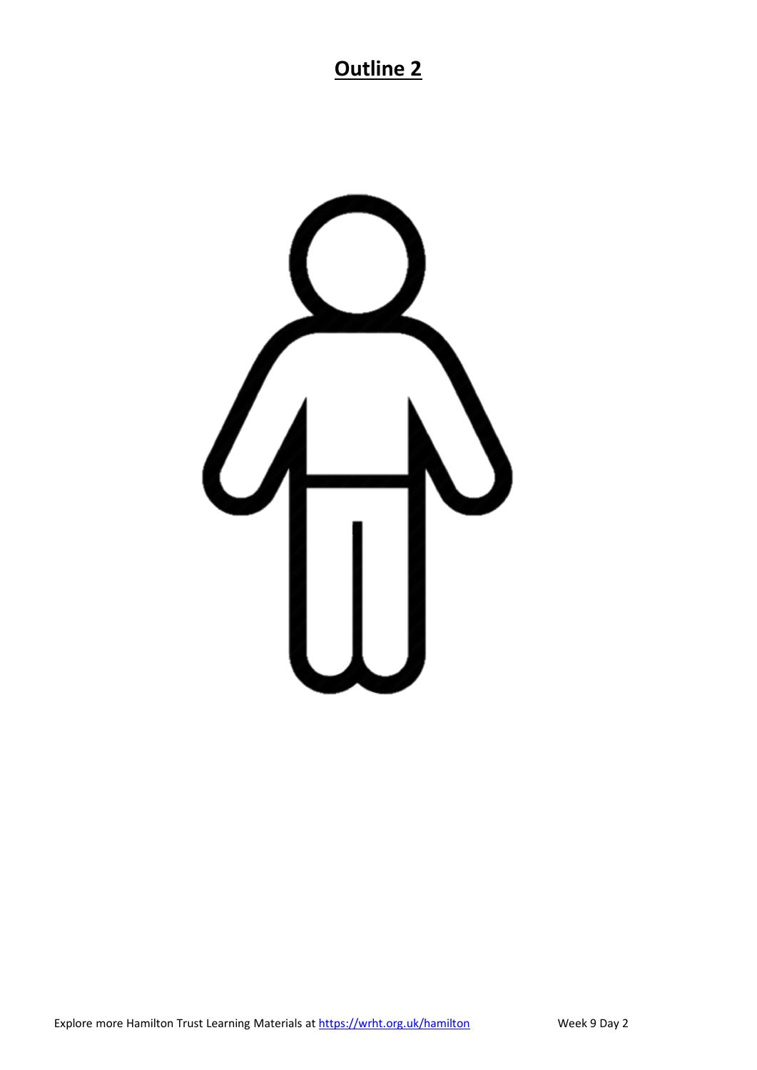## Outline 2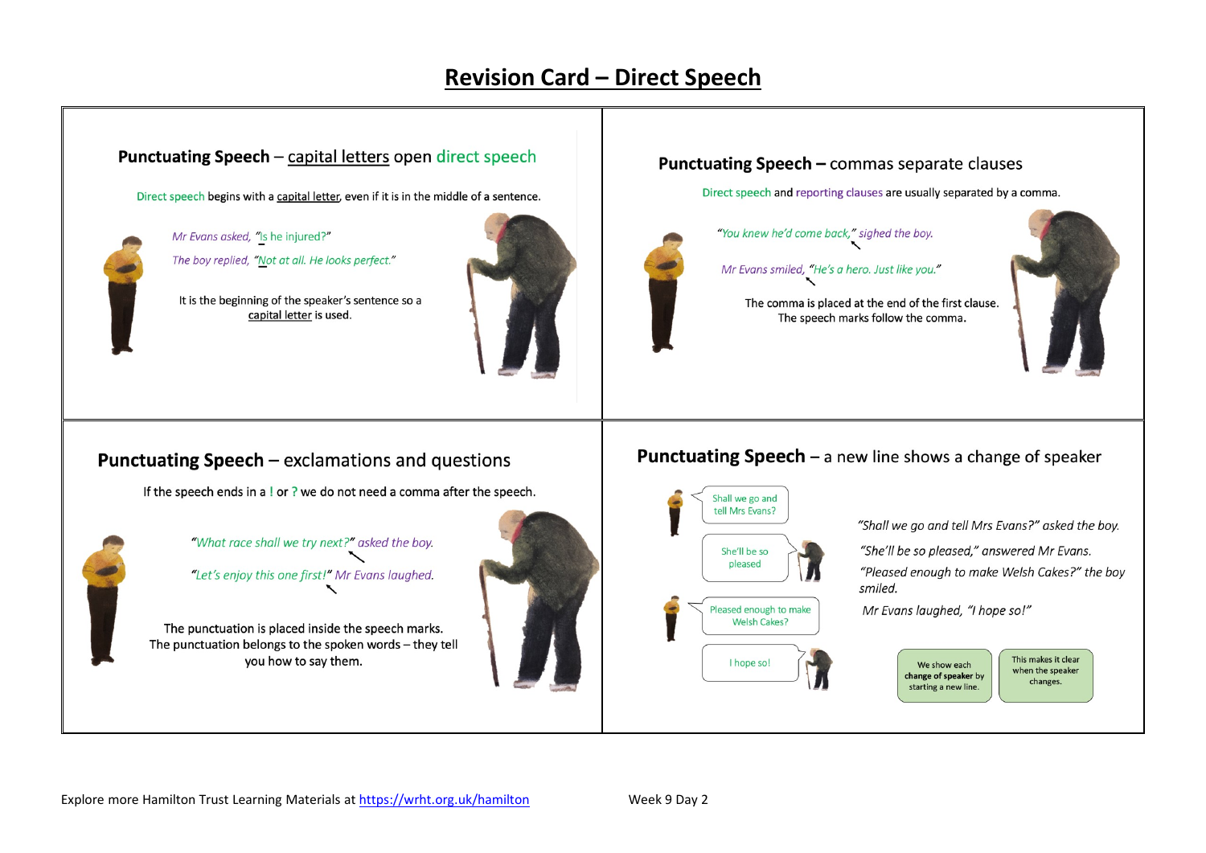# Revision Card – Direct Speech

## Punctuating Speech – capital letters open direct speech

Direct speech begins with a capital letter, even if it is in the middle of a sentence.

*Mr Evans asked, "Is he injured?"*

*The boy replied, "Not at all. He looks perfect."*

It is the beginning of the speaker's sentence so a capital letter is used.

## Punctuating Speech – commas separate clauses

Direct speech and reporting clauses are usually separated by a comma.

*"You knew he'd come back," sighed the boy.*

*Mr Evans smiled, "He's a hero. Just like you."*

The comma is placed at the end of the first clause. The speech marks follow the comma.

## Punctuating Speech – exclamations and questions

If the speech ends in a ! or ? we do not need a comma after the speech.

*"What race shall we try next?" asked the boy.*

*"Let's enjoy this one first!" Mr Evans laughed.*

The punctuation is placed inside the speech marks. The punctuation belongs to the spoken words – they tell you how to say them.

## Punctuating Speech – a new line shows a change of speaker

Shall we go and tell Mrs Evans?

She'll be so pleased

Pleased enough to make Welsh Cakes?

I hope so!

*"Shall we go and tell Mrs Evans?" asked the boy.*

*"She'll be so pleased," answered Mr Evans.*

*"Pleased enough to make Welsh Cakes?" the boy smiled.*

*Mr Evans laughed, "I hope so!"*

We show each **change of speaker** by starting a new line.

This makes it clear when the speaker changes.

Explore more Hamilton Trust Learning Materials at https://wrht.org.uk/hamilton Week 9 Day 2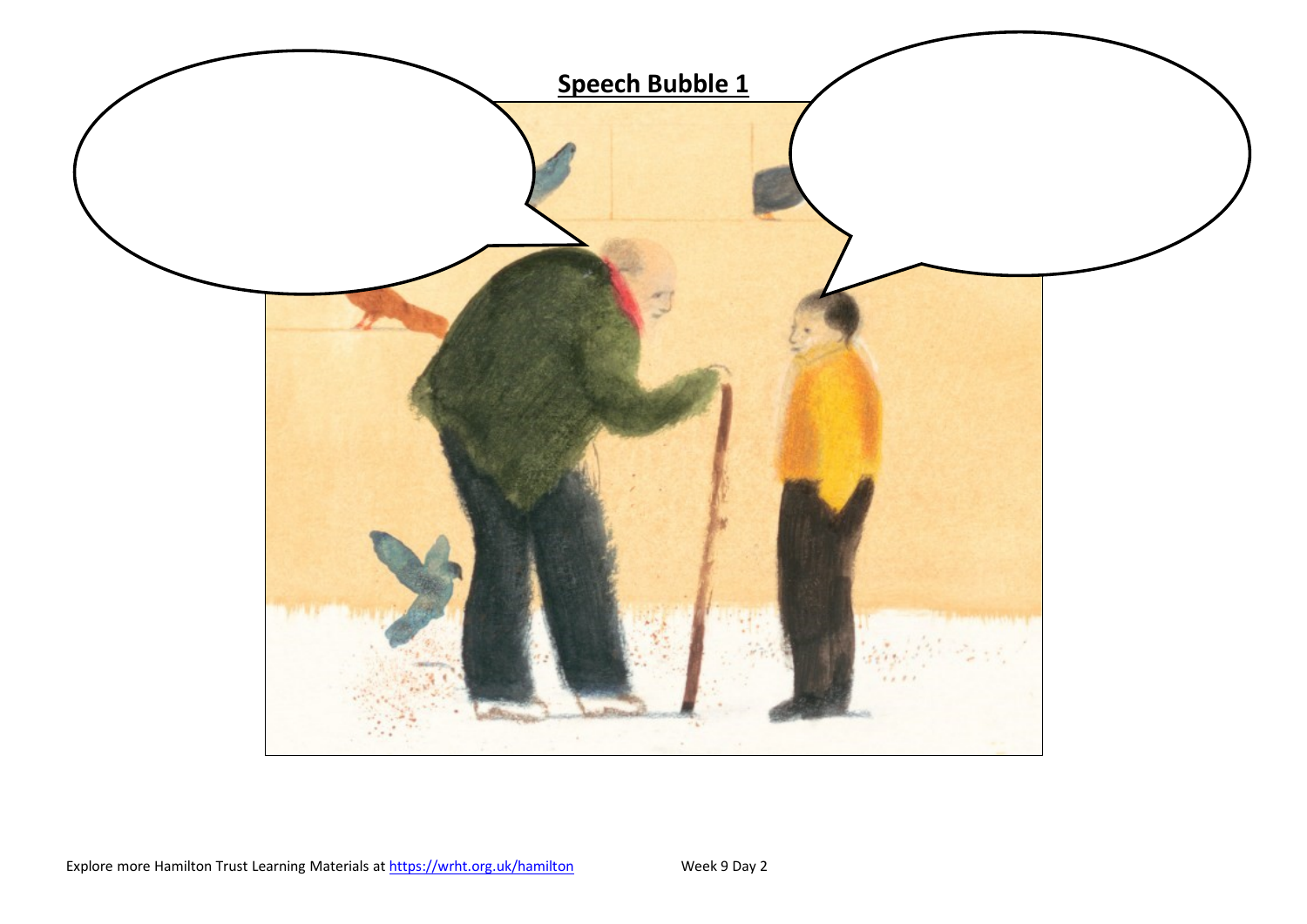## Speech Bubble 1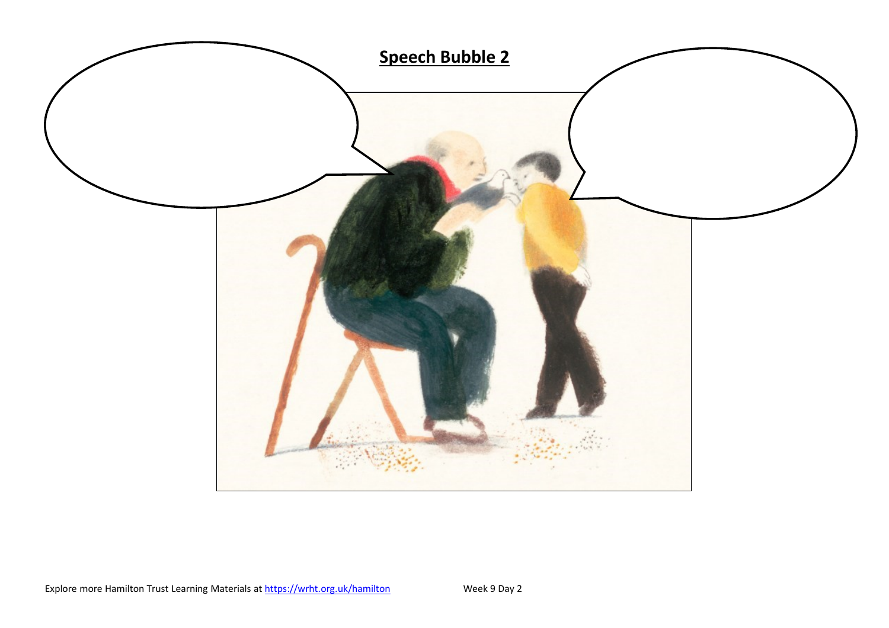## Speech Bubble 2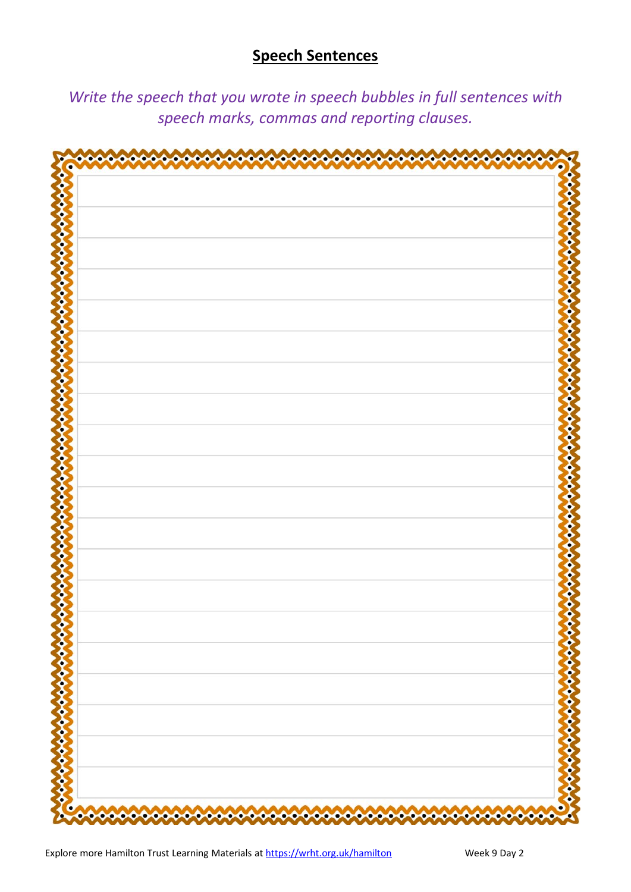# Speech Sentences

*Write the speech that you wrote in speech bubbles in full sentences with speech marks, commas and reporting clauses.*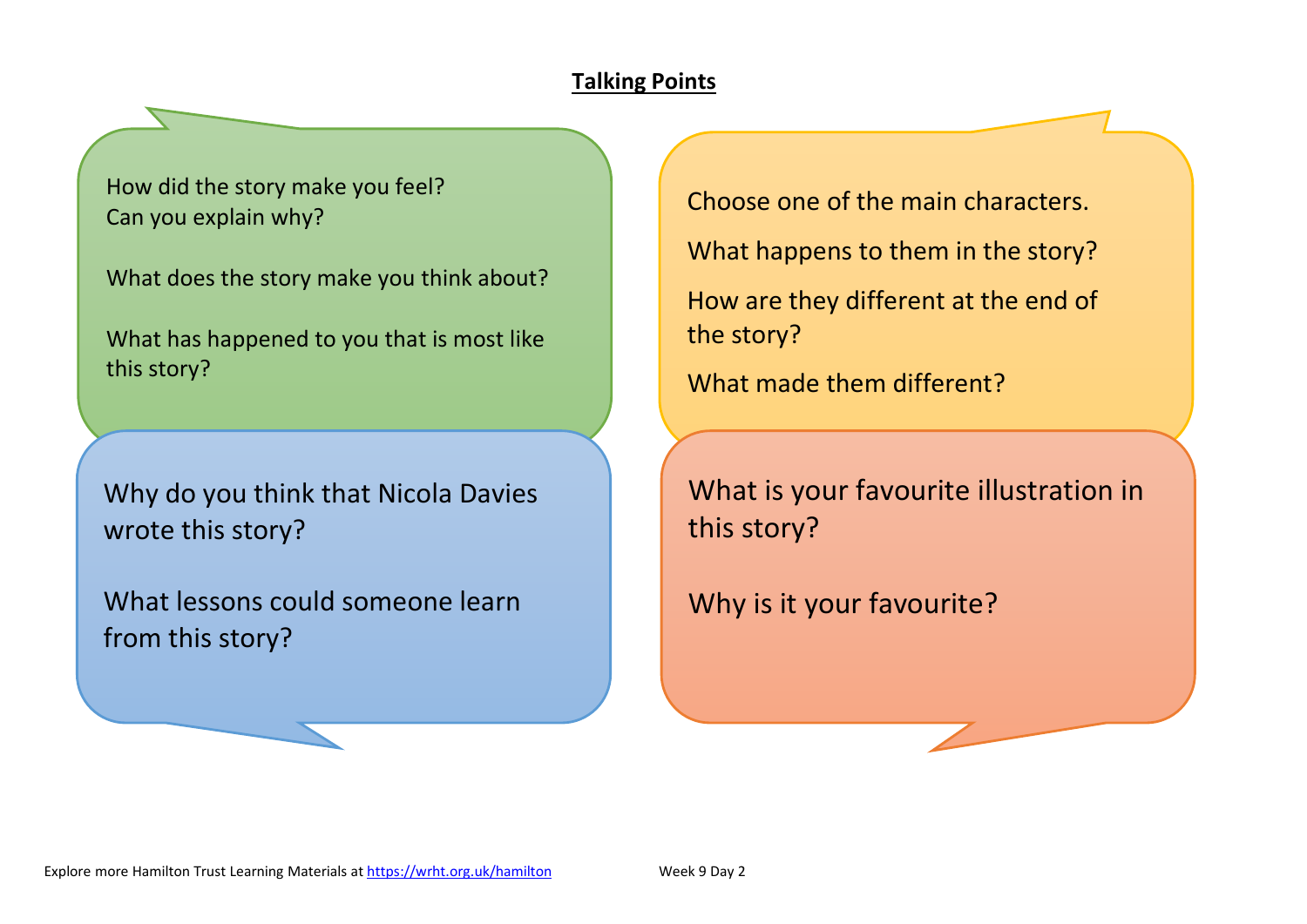## Talking Points

How did the story make you feel?
Can you explain why?

What does the story make you think about?

What has happened to you that is most like this story?

Choose one of the main characters.

What happens to them in the story?

How are they different at the end of the story?

What made them different?

Why do you think that Nicola Davies wrote this story?

What lessons could someone learn from this story?

What is your favourite illustration in this story?

Why is it your favourite?